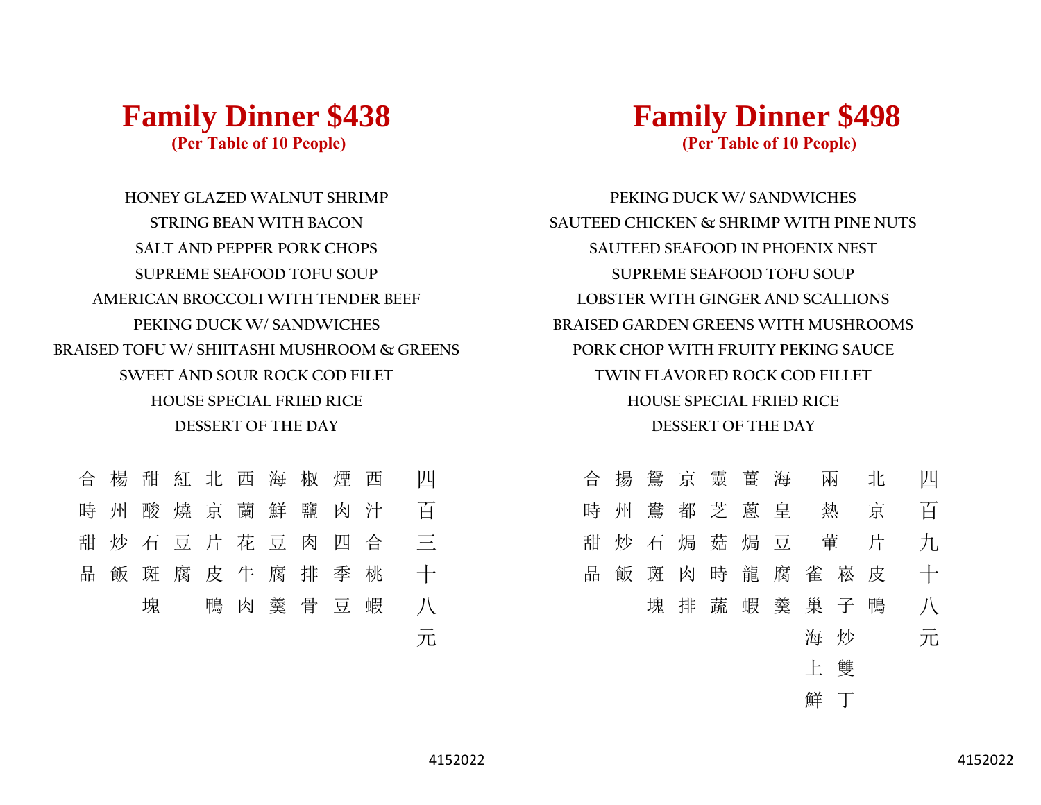# Family Dinner $438

**(Per Table of 10 People)**

HONEY GLAZED WALNUT SHRIMP
STRING BEAN WITH BACON
SALT AND PEPPER PORK CHOPS
SUPREME SEAFOOD TOFU SOUP
AMERICAN BROCCOLI WITH TENDER BEEF
PEKING DUCK W/ SANDWICHES
BRAISED TOFU W/ SHIITASHI MUSHROOM & GREENS
SWEET AND SOUR ROCK COD FILET
HOUSE SPECIAL FRIED RICE
DESSERT OF THE DAY

四百三十八元

西汁合桃蝦
煙肉四季豆
椒鹽肉排骨
海鮮豆腐羹
西蘭花牛肉
北京片皮鴨
紅燒豆腐
甜酸石斑塊
楊州炒飯
合時甜品

# Family Dinner $498

**(Per Table of 10 People)**

PEKING DUCK W/ SANDWICHES
SAUTEED CHICKEN & SHRIMP WITH PINE NUTS
SAUTEED SEAFOOD IN PHOENIX NEST
SUPREME SEAFOOD TOFU SOUP
LOBSTER WITH GINGER AND SCALLIONS
BRAISED GARDEN GREENS WITH MUSHROOMS
PORK CHOP WITH FRUITY PEKING SAUCE
TWIN FLAVORED ROCK COD FILLET
HOUSE SPECIAL FRIED RICE
DESSERT OF THE DAY

四百九十八元

北京片皮鴨
兩熱葷
崧子炒雙丁
雀巢海上鮮
海皇豆腐羹
薑蔥焗龍蝦
靈芝菇時蔬
京都焗肉排
鴛鴦石斑塊
揚州炒飯
合時甜品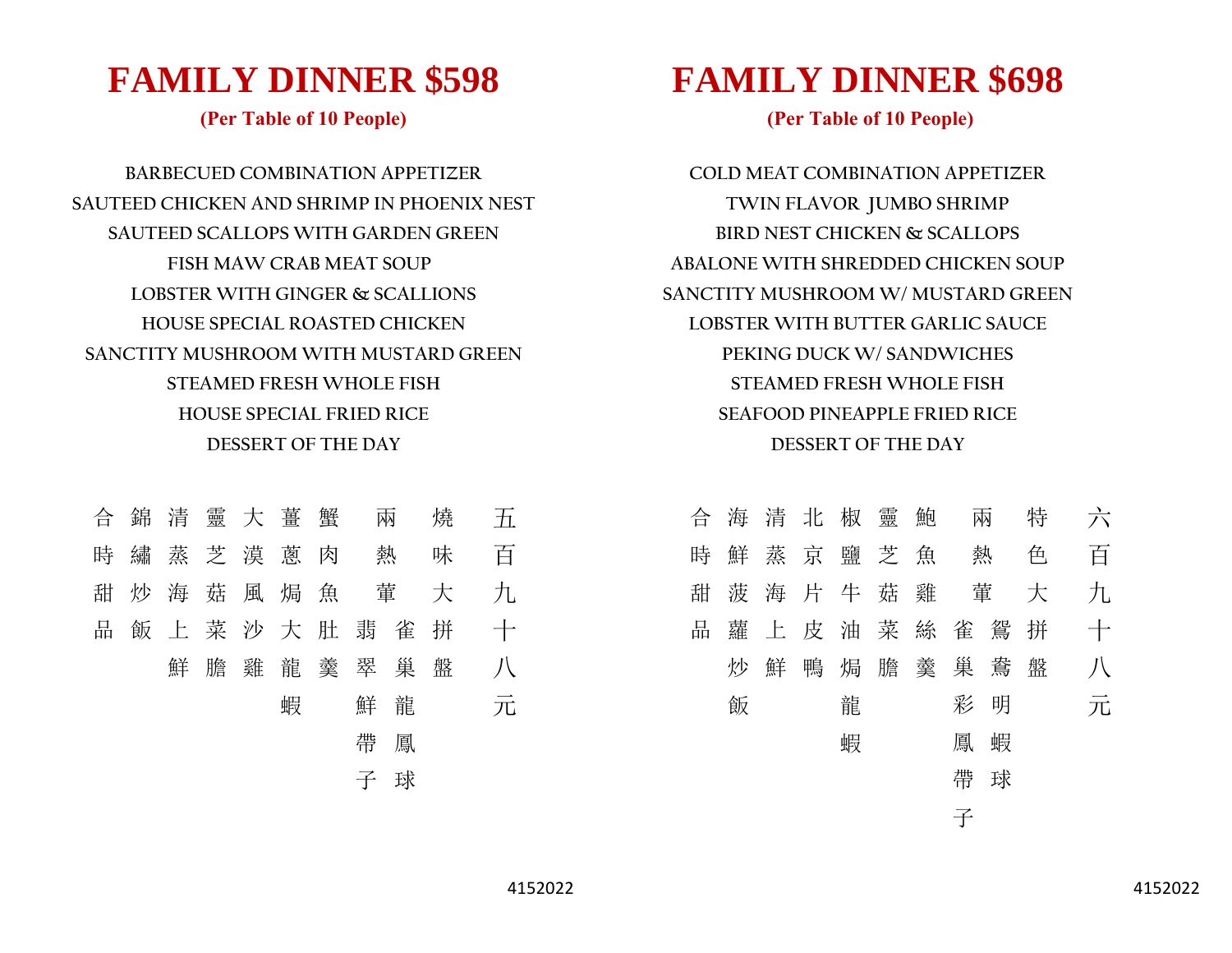# FAMILY DINNER $598

**(Per Table of 10 People)**

BARBECUED COMBINATION APPETIZER
SAUTEED CHICKEN AND SHRIMP IN PHOENIX NEST
SAUTEED SCALLOPS WITH GARDEN GREEN
FISH MAW CRAB MEAT SOUP
LOBSTER WITH GINGER & SCALLIONS
HOUSE SPECIAL ROASTED CHICKEN
SANCTITY MUSHROOM WITH MUSTARD GREEN
STEAMED FRESH WHOLE FISH
HOUSE SPECIAL FRIED RICE
DESSERT OF THE DAY

五百九十八元

燒味大拼盤
兩熱葷
雀巢龍鳳球
翡翠鮮帶子
蟹肉魚肚羹
薑蔥焗大龍蝦
大漠風沙雞
靈芝菇菜膽
清蒸海上鮮
錦繡炒飯
合時甜品

# FAMILY DINNER $698

**(Per Table of 10 People)**

COLD MEAT COMBINATION APPETIZER
TWIN FLAVOR JUMBO SHRIMP
BIRD NEST CHICKEN & SCALLOPS
ABALONE WITH SHREDDED CHICKEN SOUP
SANCTITY MUSHROOM W/ MUSTARD GREEN
LOBSTER WITH BUTTER GARLIC SAUCE
PEKING DUCK W/ SANDWICHES
STEAMED FRESH WHOLE FISH
SEAFOOD PINEAPPLE FRIED RICE
DESSERT OF THE DAY

六百九十八元

特色大拼盤
兩熱葷
鴛鴦明蝦球
雀巢彩鳳帶子
鮑魚雞絲羹
靈芝菇菜膽
椒鹽牛油焗龍蝦
北京片皮鴨
清蒸海上鮮
海鮮菠蘿炒飯
合時甜品